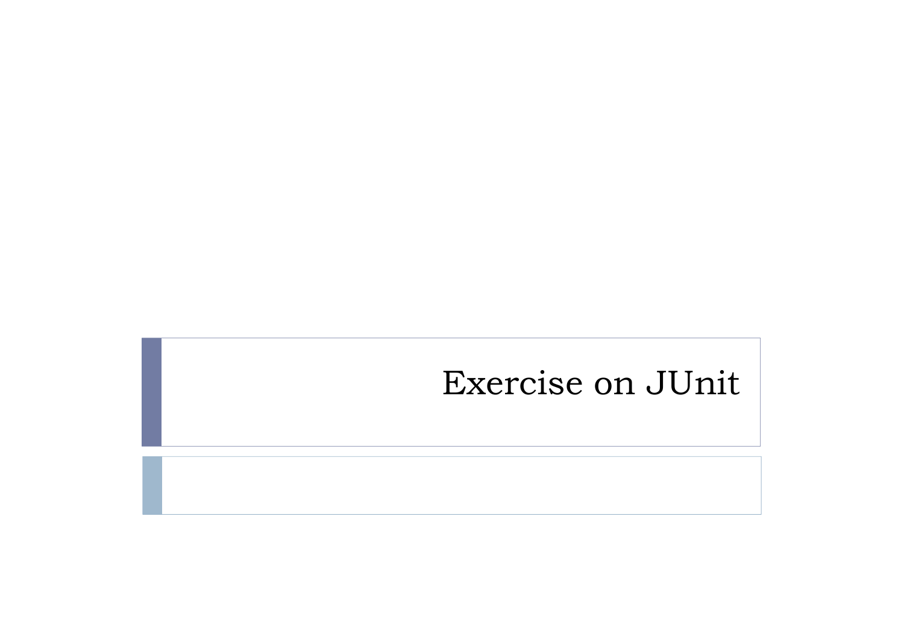# Exercise on JUnit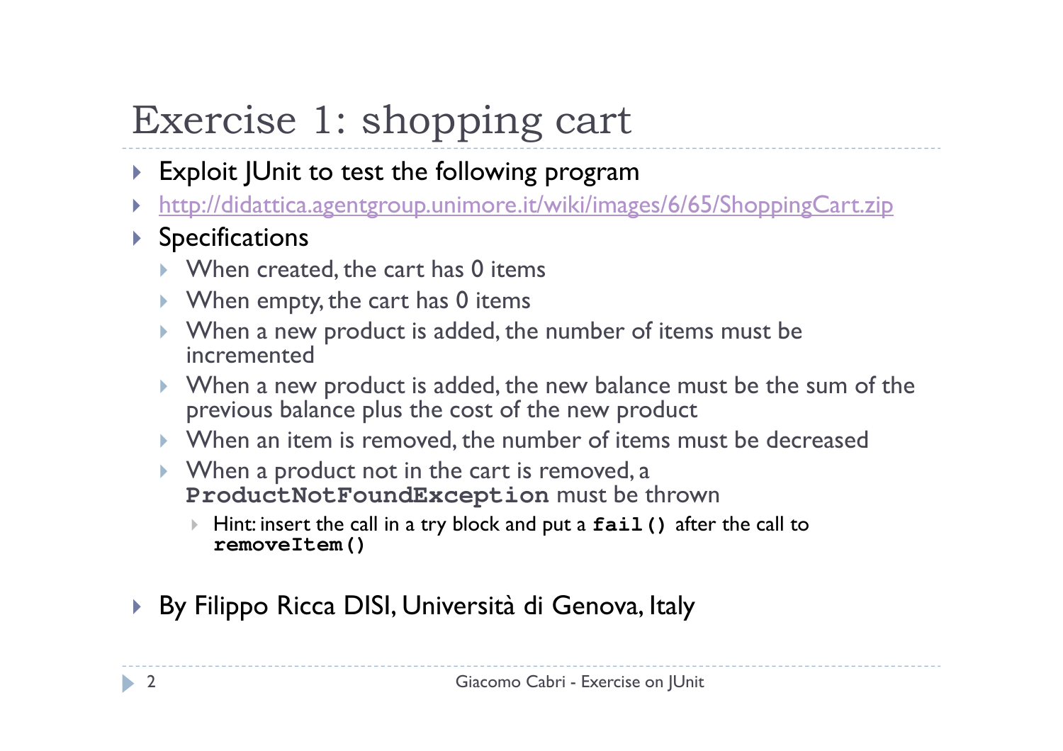# Exercise 1: shopping cart

- Exploit JUnit to test the following program
- http://didattica.agentgroup.unimore.it/wiki/images/6/65/ShoppingCart.zip
- Specifications
  - When created, the cart has 0 items
  - When empty, the cart has 0 items
  - When a new product is added, the number of items must be incremented
  - When a new product is added, the new balance must be the sum of the previous balance plus the cost of the new product
  - When an item is removed, the number of items must be decreased
  - When a product not in the cart is removed, a **`ProductNotFoundException`** must be thrown
    - Hint: insert the call in a try block and put a **`fail()`** after the call to **`removeItem()`**
- By Filippo Ricca DISI, Università di Genova, Italy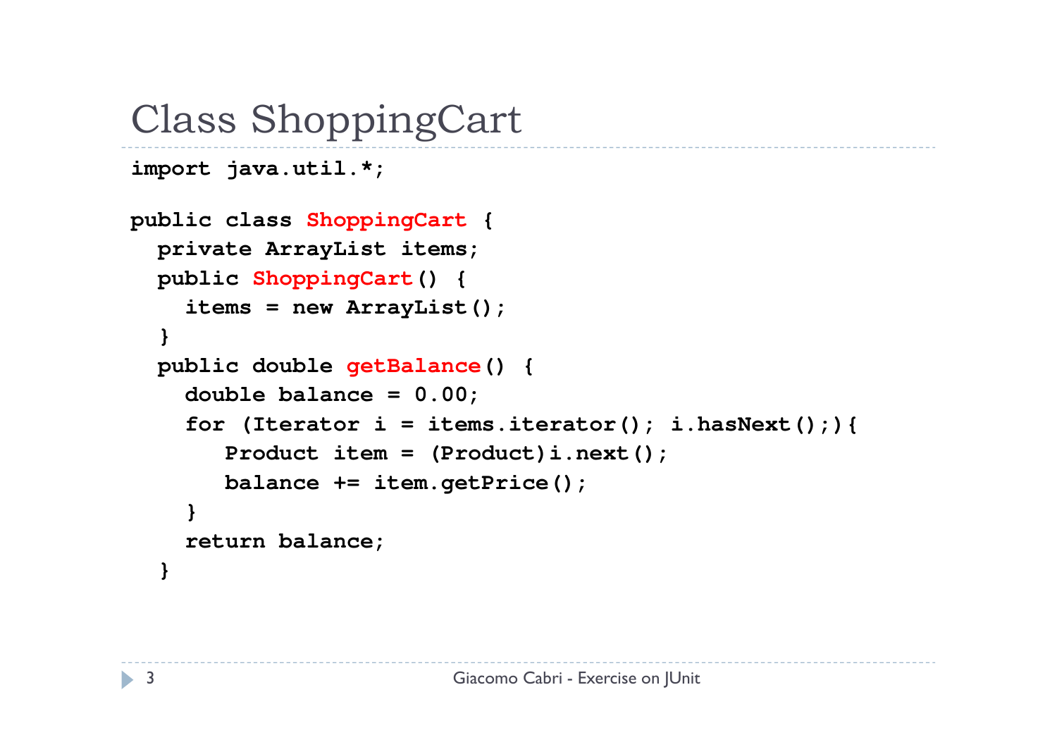# Class ShoppingCart

```
import java.util.*;

public class ShoppingCart {
  private ArrayList items;
  public ShoppingCart() {
    items = new ArrayList();
  }
  public double getBalance() {
    double balance = 0.00;
    for (Iterator i = items.iterator(); i.hasNext();){
       Product item = (Product)i.next();
       balance += item.getPrice();
    }
    return balance;
  }
```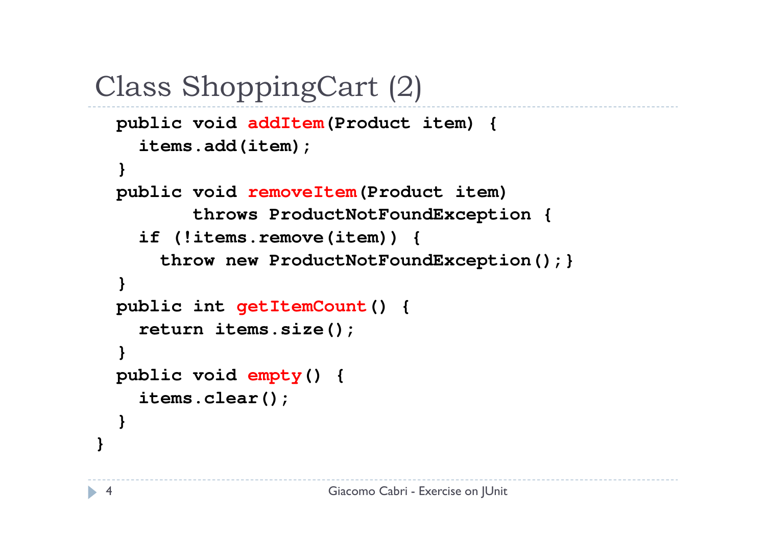# Class ShoppingCart (2)

```
  public void addItem(Product item) {
    items.add(item);
  }
  public void removeItem(Product item)
        throws ProductNotFoundException {
    if (!items.remove(item)) {
      throw new ProductNotFoundException();}
  }
  public int getItemCount() {
    return items.size();
  }
  public void empty() {
    items.clear();
  }
}
```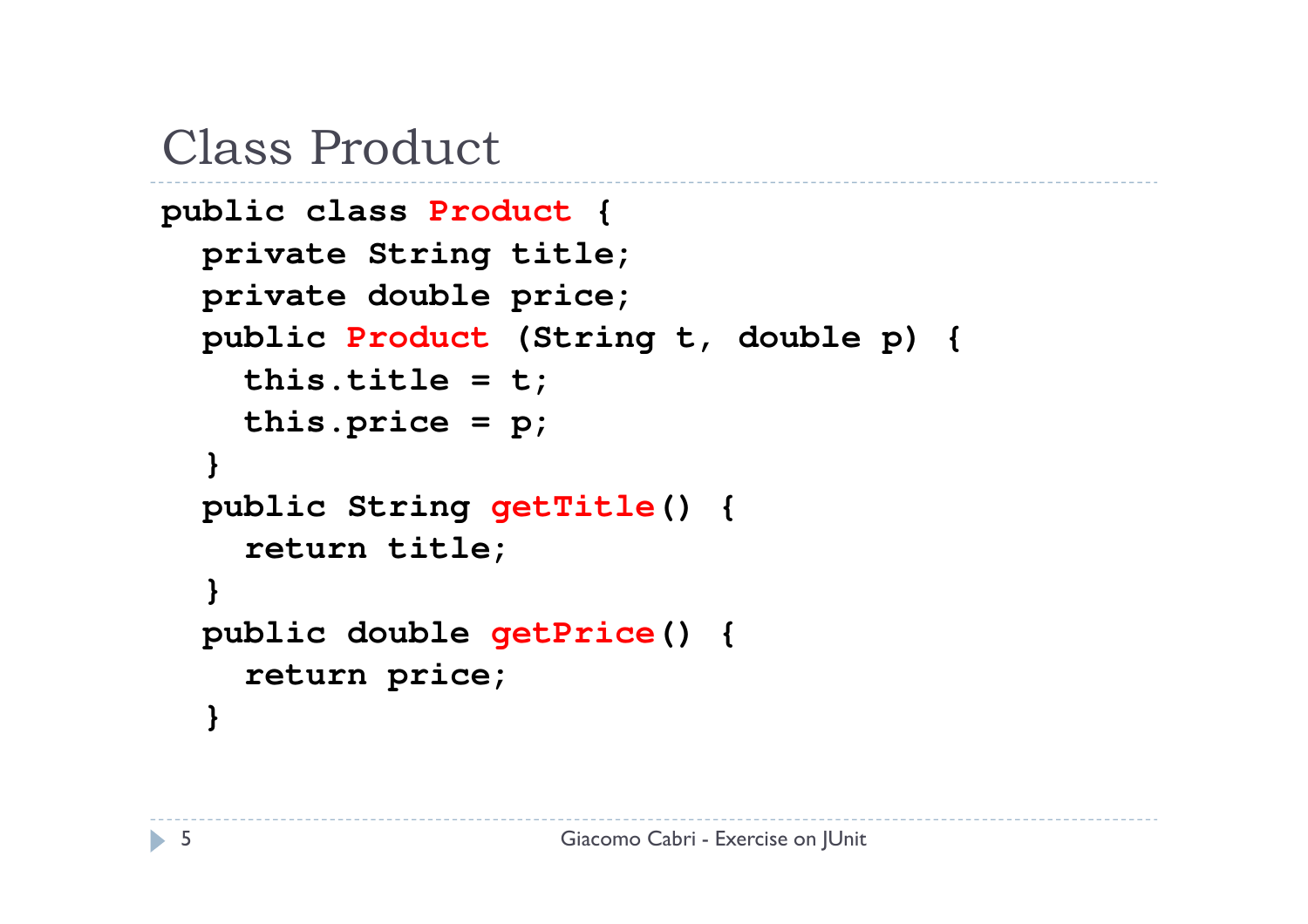# Class Product

```java
public class Product {
  private String title;
  private double price;
  public Product (String t, double p) {
    this.title = t;
    this.price = p;
  }
  public String getTitle() {
    return title;
  }
  public double getPrice() {
    return price;
  }
```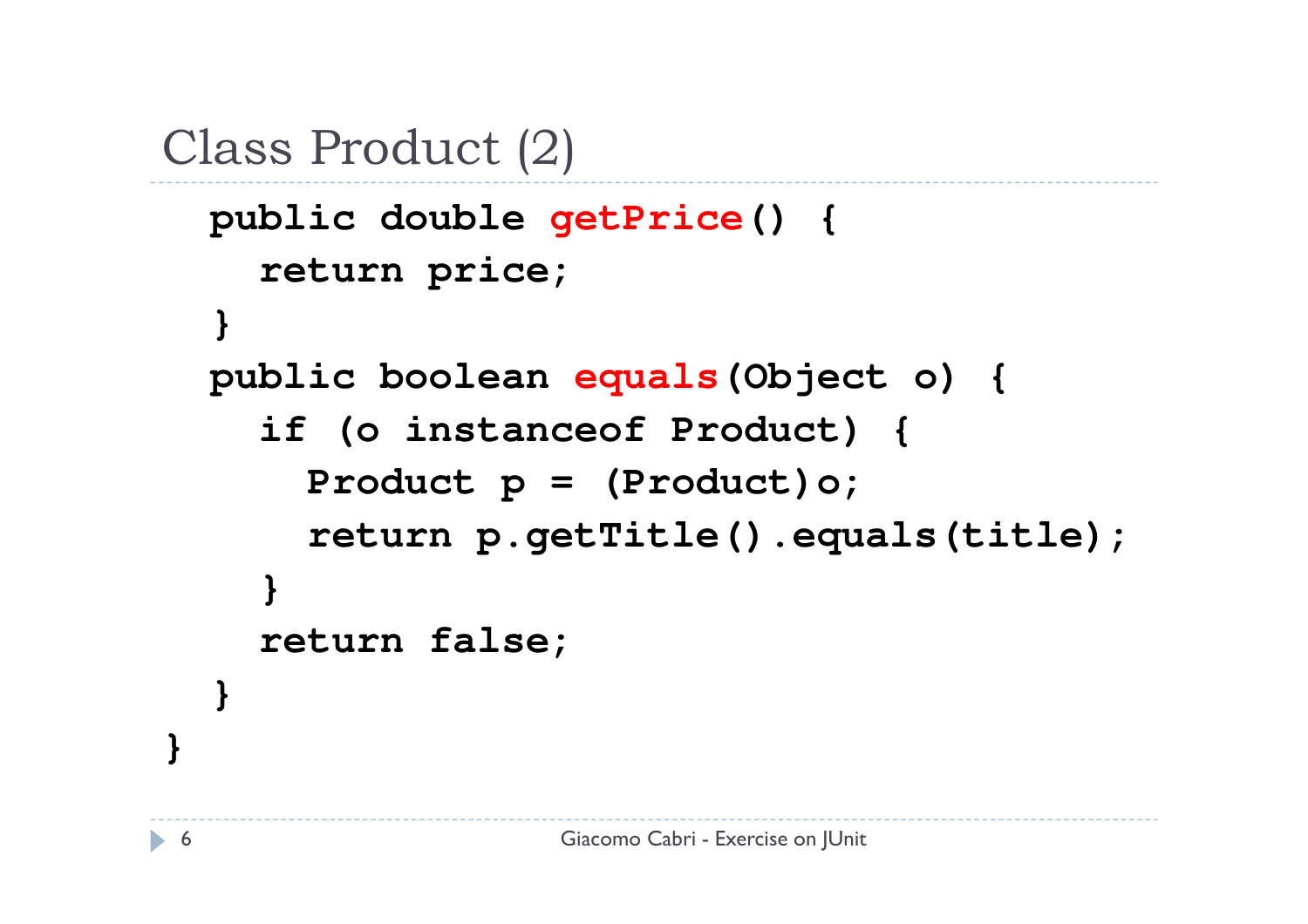## Class Product (2)

```
  public double getPrice() {
    return price;
  }
  public boolean equals(Object o) {
    if (o instanceof Product) {
      Product p = (Product)o;
      return p.getTitle().equals(title);
    }
    return false;
  }
}
```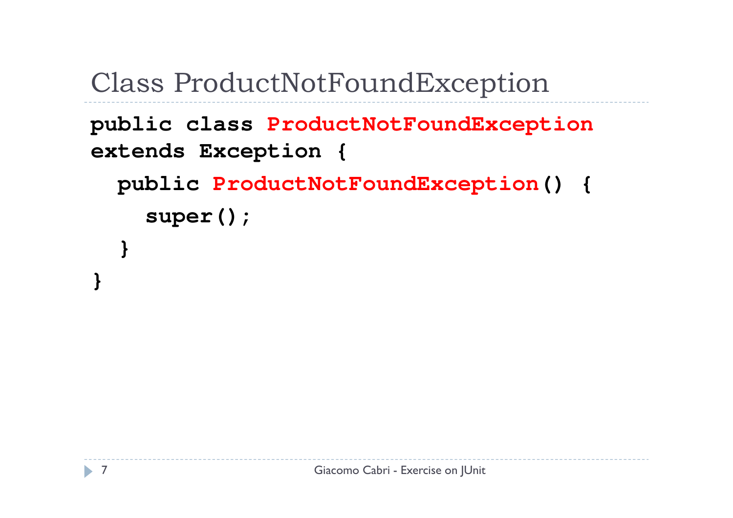# Class ProductNotFoundException

```
public class ProductNotFoundException
extends Exception {
  public ProductNotFoundException() {
    super();
  }
}
```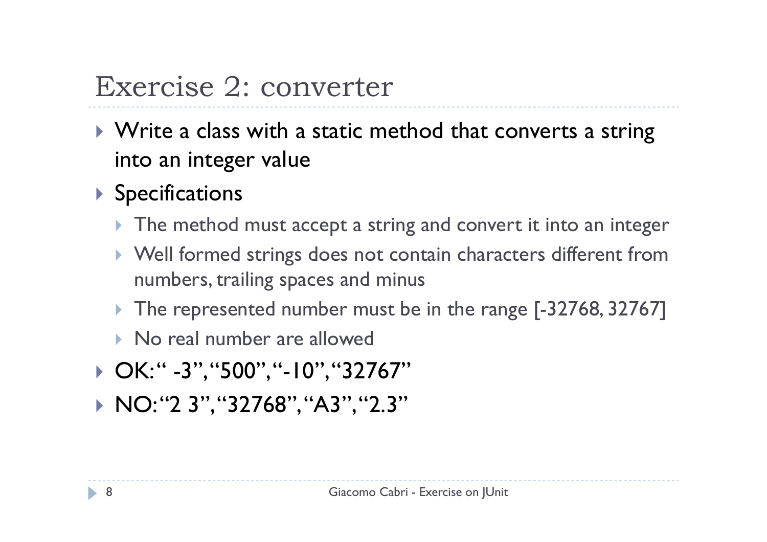# Exercise 2: converter

- Write a class with a static method that converts a string into an integer value
- Specifications
  - The method must accept a string and convert it into an integer
  - Well formed strings does not contain characters different from numbers, trailing spaces and minus
  - The represented number must be in the range [-32768, 32767]
  - No real number are allowed
- OK: " -3", "500", "-10", "32767"
- NO: "2 3", "32768", "A3", "2.3"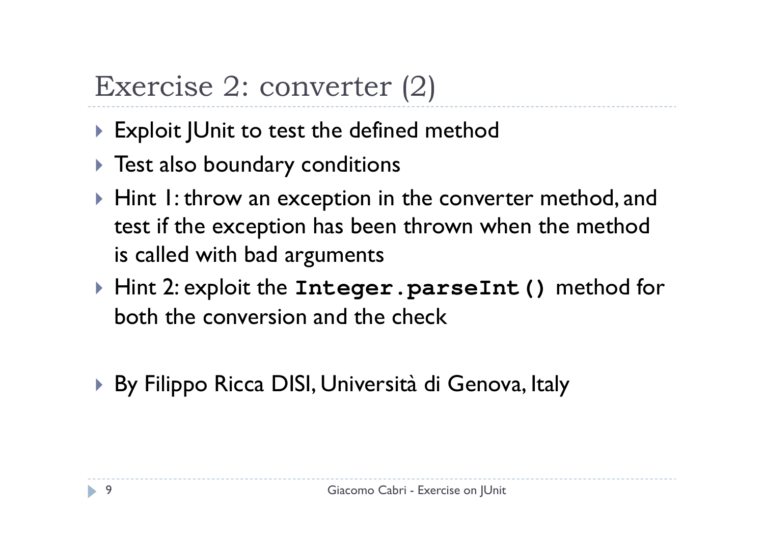# Exercise 2: converter (2)

- Exploit JUnit to test the defined method
- Test also boundary conditions
- Hint 1: throw an exception in the converter method, and test if the exception has been thrown when the method is called with bad arguments
- Hint 2: exploit the **`Integer.parseInt()`** method for both the conversion and the check

- By Filippo Ricca DISI, Università di Genova, Italy